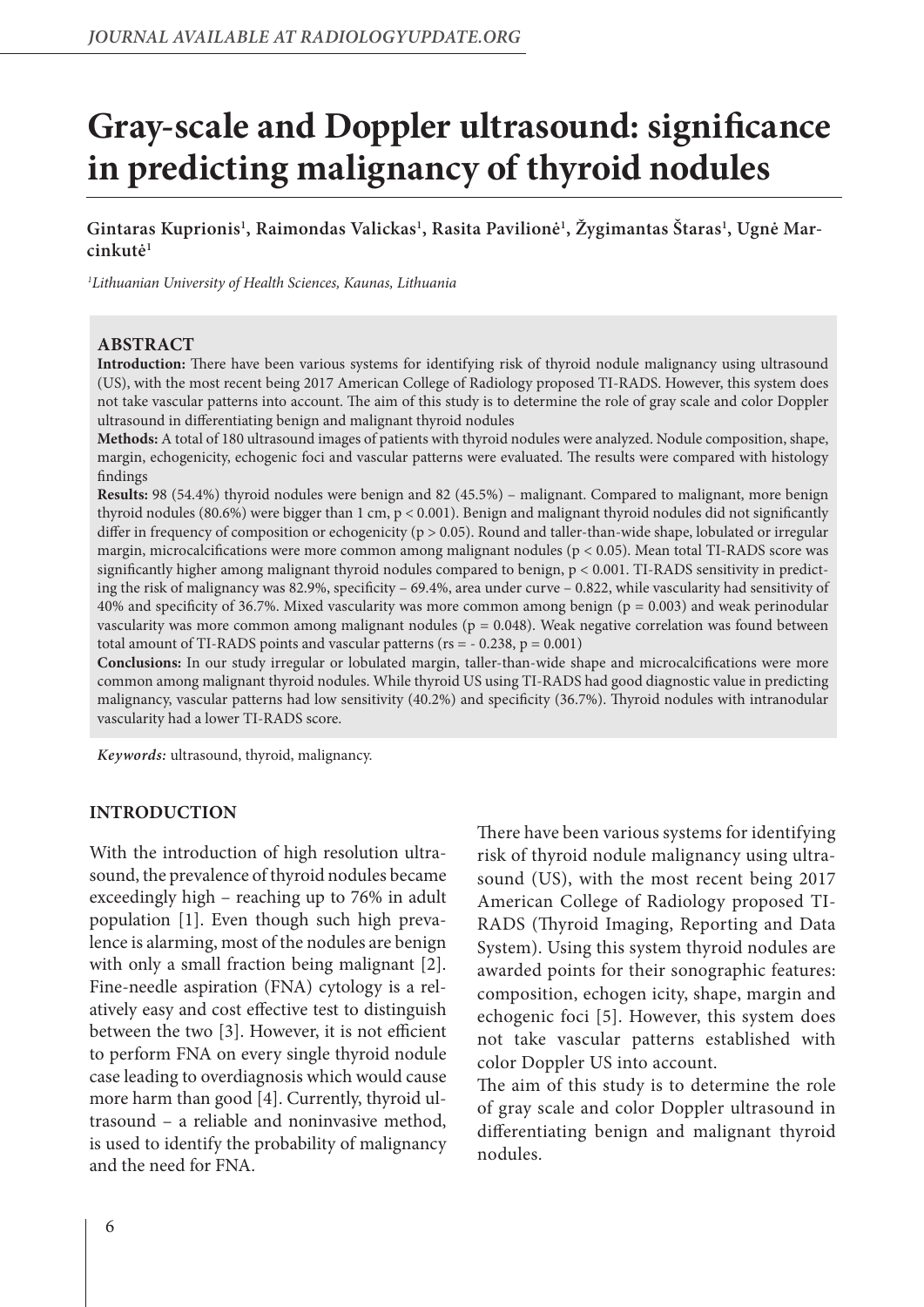# Gray-scale and Doppler ultrasound: significance in predicting malignancy of thyroid nodules

**Gintaras Kuprionis[1], Raimondas Valickas[1], Rasita Pavilionė[1], Žygimantas Štaras[1], Ugnė Marcinkutė[1]**

*[1]Lithuanian University of Health Sciences, Kaunas, Lithuania*

## ABSTRACT

**Introduction:** There have been various systems for identifying risk of thyroid nodule malignancy using ultrasound (US), with the most recent being 2017 American College of Radiology proposed TI-RADS. However, this system does not take vascular patterns into account. The aim of this study is to determine the role of gray scale and color Doppler ultrasound in differentiating benign and malignant thyroid nodules

**Methods:** A total of 180 ultrasound images of patients with thyroid nodules were analyzed. Nodule composition, shape, margin, echogenicity, echogenic foci and vascular patterns were evaluated. The results were compared with histology findings

**Results:** 98 (54.4%) thyroid nodules were benign and 82 (45.5%) – malignant. Compared to malignant, more benign thyroid nodules (80.6%) were bigger than 1 cm, $p < 0.001$. Benign and malignant thyroid nodules did not significantly differ in frequency of composition or echogenicity ($p > 0.05$). Round and taller-than-wide shape, lobulated or irregular margin, microcalcifications were more common among malignant nodules ($p < 0.05$). Mean total TI-RADS score was significantly higher among malignant thyroid nodules compared to benign, $p < 0.001$. TI-RADS sensitivity in predicting the risk of malignancy was 82.9%, specificity – 69.4%, area under curve – 0.822, while vascularity had sensitivity of 40% and specificity of 36.7%. Mixed vascularity was more common among benign ($p = 0.003$) and weak perinodular vascularity was more common among malignant nodules ($p = 0.048$). Weak negative correlation was found between total amount of TI-RADS points and vascular patterns ($r_s = - 0.238$, $p = 0.001$)

**Conclusions:** In our study irregular or lobulated margin, taller-than-wide shape and microcalcifications were more common among malignant thyroid nodules. While thyroid US using TI-RADS had good diagnostic value in predicting malignancy, vascular patterns had low sensitivity (40.2%) and specificity (36.7%). Thyroid nodules with intranodular vascularity had a lower TI-RADS score.

***Keywords:*** ultrasound, thyroid, malignancy.

## INTRODUCTION

With the introduction of high resolution ultrasound, the prevalence of thyroid nodules became exceedingly high – reaching up to 76% in adult population [1]. Even though such high prevalence is alarming, most of the nodules are benign with only a small fraction being malignant [2]. Fine-needle aspiration (FNA) cytology is a relatively easy and cost effective test to distinguish between the two [3]. However, it is not efficient to perform FNA on every single thyroid nodule case leading to overdiagnosis which would cause more harm than good [4]. Currently, thyroid ultrasound – a reliable and noninvasive method, is used to identify the probability of malignancy and the need for FNA.

There have been various systems for identifying risk of thyroid nodule malignancy using ultrasound (US), with the most recent being 2017 American College of Radiology proposed TI-RADS (Thyroid Imaging, Reporting and Data System). Using this system thyroid nodules are awarded points for their sonographic features: composition, echogen icity, shape, margin and echogenic foci [5]. However, this system does not take vascular patterns established with color Doppler US into account.

The aim of this study is to determine the role of gray scale and color Doppler ultrasound in differentiating benign and malignant thyroid nodules.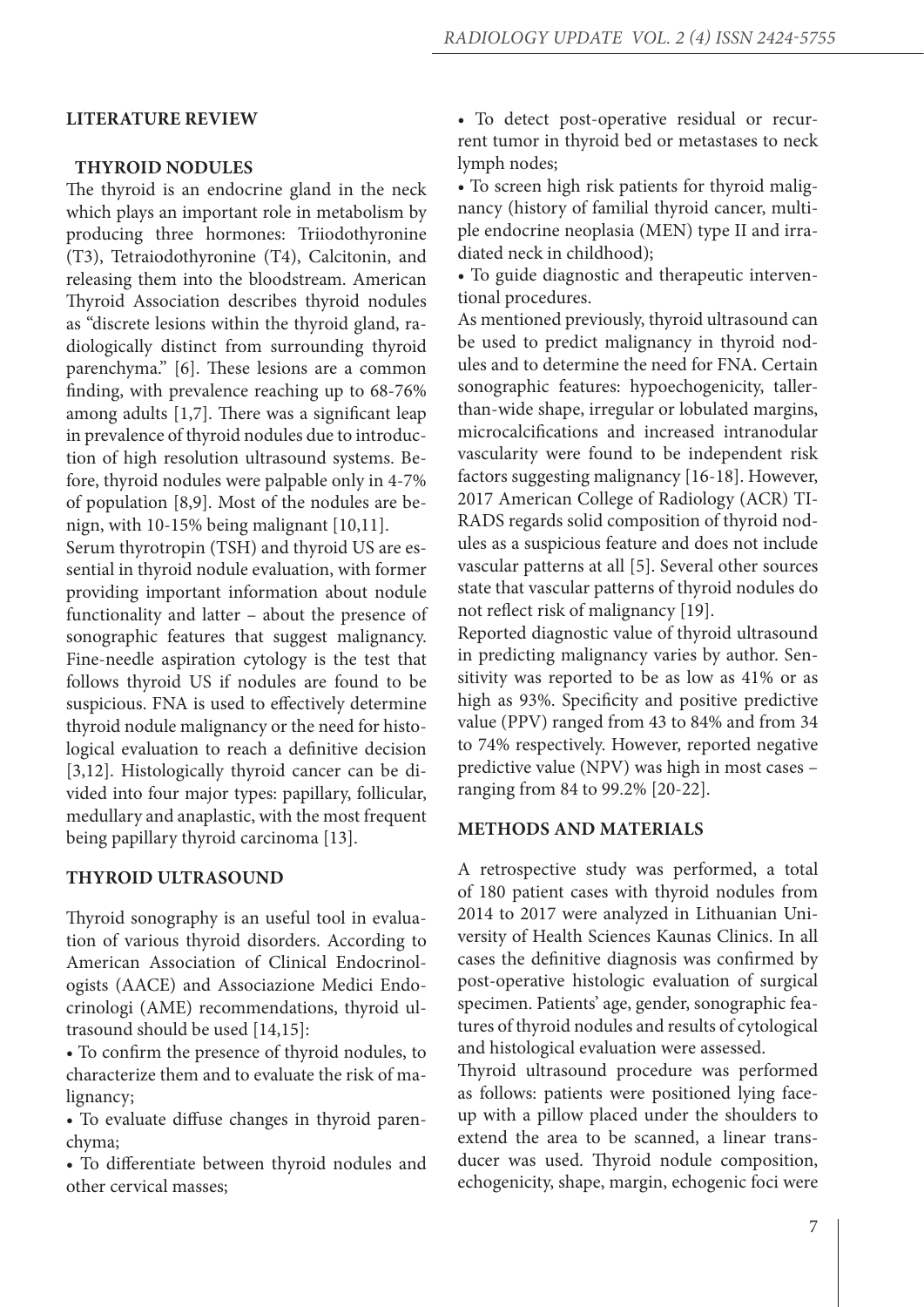## LITERATURE REVIEW

### THYROID NODULES

The thyroid is an endocrine gland in the neck which plays an important role in metabolism by producing three hormones: Triiodothyronine (T3), Tetraiodothyronine (T4), Calcitonin, and releasing them into the bloodstream. American Thyroid Association describes thyroid nodules as "discrete lesions within the thyroid gland, radiologically distinct from surrounding thyroid parenchyma." [6]. These lesions are a common finding, with prevalence reaching up to 68-76% among adults [1,7]. There was a significant leap in prevalence of thyroid nodules due to introduction of high resolution ultrasound systems. Before, thyroid nodules were palpable only in 4-7% of population [8,9]. Most of the nodules are benign, with 10-15% being malignant [10,11].

Serum thyrotropin (TSH) and thyroid US are essential in thyroid nodule evaluation, with former providing important information about nodule functionality and latter – about the presence of sonographic features that suggest malignancy. Fine-needle aspiration cytology is the test that follows thyroid US if nodules are found to be suspicious. FNA is used to effectively determine thyroid nodule malignancy or the need for histological evaluation to reach a definitive decision [3,12]. Histologically thyroid cancer can be divided into four major types: papillary, follicular, medullary and anaplastic, with the most frequent being papillary thyroid carcinoma [13].

### THYROID ULTRASOUND

Thyroid sonography is an useful tool in evaluation of various thyroid disorders. According to American Association of Clinical Endocrinologists (AACE) and Associazione Medici Endocrinologi (AME) recommendations, thyroid ultrasound should be used [14,15]:

- To confirm the presence of thyroid nodules, to characterize them and to evaluate the risk of malignancy;
- To evaluate diffuse changes in thyroid parenchyma;
- To differentiate between thyroid nodules and other cervical masses;
- To detect post-operative residual or recurrent tumor in thyroid bed or metastases to neck lymph nodes;
- To screen high risk patients for thyroid malignancy (history of familial thyroid cancer, multiple endocrine neoplasia (MEN) type II and irradiated neck in childhood);
- To guide diagnostic and therapeutic interventional procedures.

As mentioned previously, thyroid ultrasound can be used to predict malignancy in thyroid nodules and to determine the need for FNA. Certain sonographic features: hypoechogenicity, taller-than-wide shape, irregular or lobulated margins, microcalcifications and increased intranodular vascularity were found to be independent risk factors suggesting malignancy [16-18]. However, 2017 American College of Radiology (ACR) TI-RADS regards solid composition of thyroid nodules as a suspicious feature and does not include vascular patterns at all [5]. Several other sources state that vascular patterns of thyroid nodules do not reflect risk of malignancy [19].

Reported diagnostic value of thyroid ultrasound in predicting malignancy varies by author. Sensitivity was reported to be as low as 41% or as high as 93%. Specificity and positive predictive value (PPV) ranged from 43 to 84% and from 34 to 74% respectively. However, reported negative predictive value (NPV) was high in most cases – ranging from 84 to 99.2% [20-22].

## METHODS AND MATERIALS

A retrospective study was performed, a total of 180 patient cases with thyroid nodules from 2014 to 2017 were analyzed in Lithuanian University of Health Sciences Kaunas Clinics. In all cases the definitive diagnosis was confirmed by post-operative histologic evaluation of surgical specimen. Patients' age, gender, sonographic features of thyroid nodules and results of cytological and histological evaluation were assessed.

Thyroid ultrasound procedure was performed as follows: patients were positioned lying face-up with a pillow placed under the shoulders to extend the area to be scanned, a linear transducer was used. Thyroid nodule composition, echogenicity, shape, margin, echogenic foci were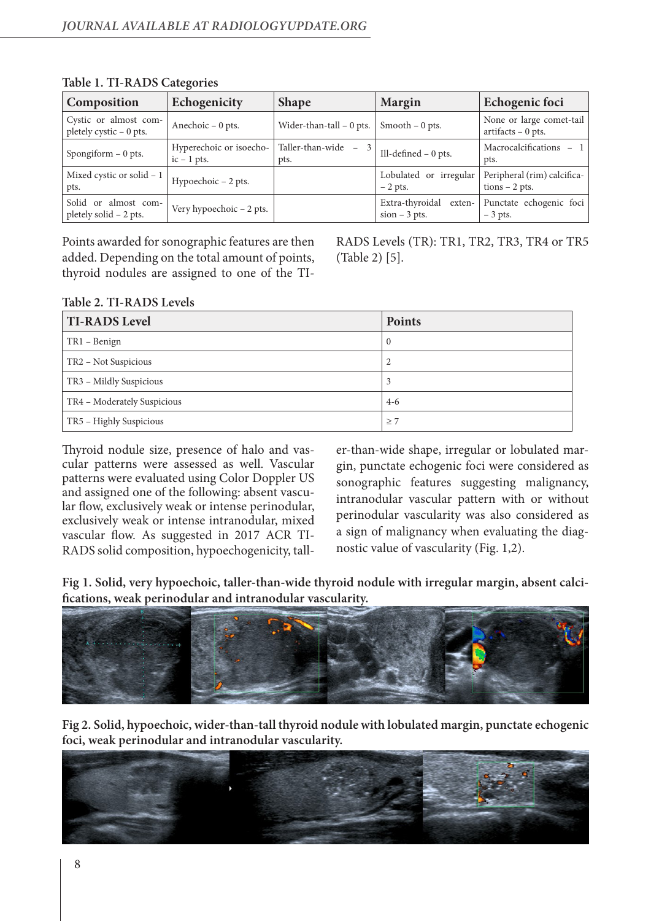**Table 1. TI-RADS Categories**

| Composition | Echogenicity | Shape | Margin | Echogenic foci |
|---|---|---|---|---|
| Cystic or almost completely cystic – 0 pts. | Anechoic – 0 pts. | Wider-than-tall – 0 pts. | Smooth – 0 pts. | None or large comet-tail artifacts – 0 pts. |
| Spongiform – 0 pts. | Hyperechoic or isoechoic – 1 pts. | Taller-than-wide – 3 pts. | Ill-defined – 0 pts. | Macrocalcifications – 1 pts. |
| Mixed cystic or solid – 1 pts. | Hypoechoic – 2 pts. | | Lobulated or irregular – 2 pts. | Peripheral (rim) calcifications – 2 pts. |
| Solid or almost completely solid – 2 pts. | Very hypoechoic – 2 pts. | | Extra-thyroidal extension – 3 pts. | Punctate echogenic foci – 3 pts. |

Points awarded for sonographic features are then added. Depending on the total amount of points, thyroid nodules are assigned to one of the TI-RADS Levels (TR): TR1, TR2, TR3, TR4 or TR5 (Table 2) [5].

**Table 2. TI-RADS Levels**

| TI-RADS Level | Points |
|---|---|
| TR1 – Benign | 0 |
| TR2 – Not Suspicious | 2 |
| TR3 – Mildly Suspicious | 3 |
| TR4 – Moderately Suspicious | 4-6 |
| TR5 – Highly Suspicious | ≥ 7 |

Thyroid nodule size, presence of halo and vascular patterns were assessed as well. Vascular patterns were evaluated using Color Doppler US and assigned one of the following: absent vascular flow, exclusively weak or intense perinodular, exclusively weak or intense intranodular, mixed vascular flow. As suggested in 2017 ACR TI-RADS solid composition, hypoechogenicity, taller-than-wide shape, irregular or lobulated margin, punctate echogenic foci were considered as sonographic features suggesting malignancy, intranodular vascular pattern with or without perinodular vascularity was also considered as a sign of malignancy when evaluating the diagnostic value of vascularity (Fig. 1,2).

**Fig 1. Solid, very hypoechoic, taller-than-wide thyroid nodule with irregular margin, absent calcifications, weak perinodular and intranodular vascularity.**

**Fig 2. Solid, hypoechoic, wider-than-tall thyroid nodule with lobulated margin, punctate echogenic foci, weak perinodular and intranodular vascularity.**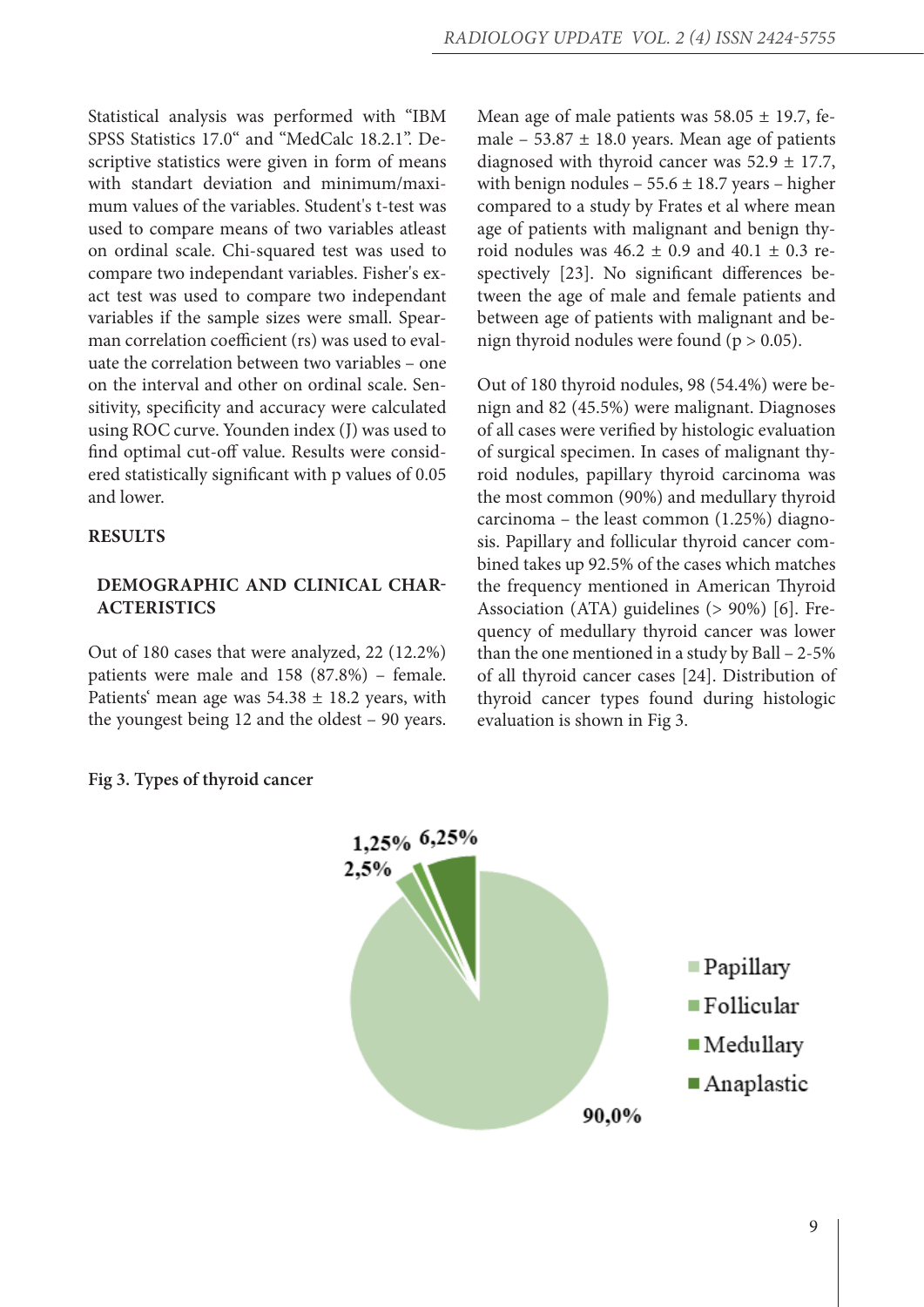Statistical analysis was performed with "IBM SPSS Statistics 17.0" and "MedCalc 18.2.1". Descriptive statistics were given in form of means with standart deviation and minimum/maximum values of the variables. Student's t-test was used to compare means of two variables atleast on ordinal scale. Chi-squared test was used to compare two independant variables. Fisher's exact test was used to compare two independant variables if the sample sizes were small. Spearman correlation coefficient (rs) was used to evaluate the correlation between two variables – one on the interval and other on ordinal scale. Sensitivity, specificity and accuracy were calculated using ROC curve. Younden index (J) was used to find optimal cut-off value. Results were considered statistically significant with p values of 0.05 and lower.

## RESULTS

### DEMOGRAPHIC AND CLINICAL CHARACTERISTICS

Out of 180 cases that were analyzed, 22 (12.2%) patients were male and 158 (87.8%) – female. Patients' mean age was 54.38 ± 18.2 years, with the youngest being 12 and the oldest – 90 years. Mean age of male patients was 58.05 ± 19.7, female – 53.87 ± 18.0 years. Mean age of patients diagnosed with thyroid cancer was 52.9 ± 17.7, with benign nodules – 55.6 ± 18.7 years – higher compared to a study by Frates et al where mean age of patients with malignant and benign thyroid nodules was 46.2 ± 0.9 and 40.1 ± 0.3 respectively [23]. No significant differences between the age of male and female patients and between age of patients with malignant and benign thyroid nodules were found ($p > 0.05$).

Out of 180 thyroid nodules, 98 (54.4%) were benign and 82 (45.5%) were malignant. Diagnoses of all cases were verified by histologic evaluation of surgical specimen. In cases of malignant thyroid nodules, papillary thyroid carcinoma was the most common (90%) and medullary thyroid carcinoma – the least common (1.25%) diagnosis. Papillary and follicular thyroid cancer combined takes up 92.5% of the cases which matches the frequency mentioned in American Thyroid Association (ATA) guidelines (> 90%) [6]. Frequency of medullary thyroid cancer was lower than the one mentioned in a study by Ball – 2-5% of all thyroid cancer cases [24]. Distribution of thyroid cancer types found during histologic evaluation is shown in Fig 3.

**Fig 3. Types of thyroid cancer**

| Type | Percentage |
|---|---|
| Papillary | 90,0% |
| Follicular | 2,5% |
| Medullary | 1,25% |
| Anaplastic | 6,25% |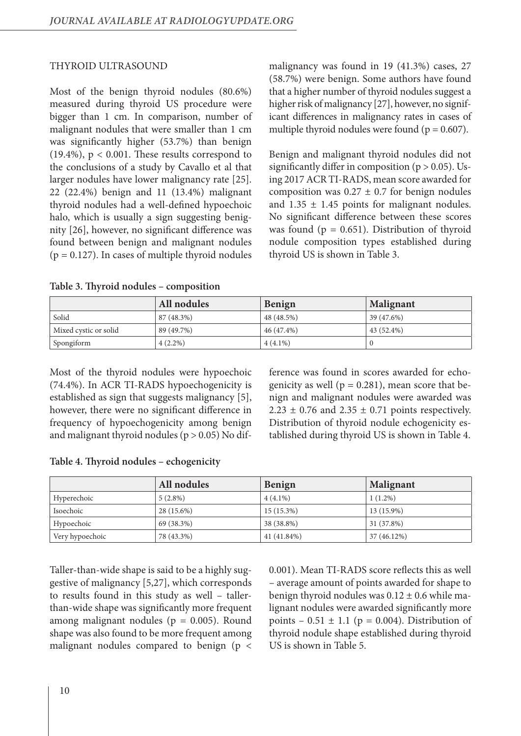## THYROID ULTRASOUND

Most of the benign thyroid nodules (80.6%) measured during thyroid US procedure were bigger than 1 cm. In comparison, number of malignant nodules that were smaller than 1 cm was significantly higher (53.7%) than benign (19.4%), $p < 0.001$. These results correspond to the conclusions of a study by Cavallo et al that larger nodules have lower malignancy rate [25]. 22 (22.4%) benign and 11 (13.4%) malignant thyroid nodules had a well-defined hypoechoic halo, which is usually a sign suggesting benignity [26], however, no significant difference was found between benign and malignant nodules ($p = 0.127$). In cases of multiple thyroid nodules malignancy was found in 19 (41.3%) cases, 27 (58.7%) were benign. Some authors have found that a higher number of thyroid nodules suggest a higher risk of malignancy [27], however, no significant differences in malignancy rates in cases of multiple thyroid nodules were found ($p = 0.607$).

Benign and malignant thyroid nodules did not significantly differ in composition ($p > 0.05$). Using 2017 ACR TI-RADS, mean score awarded for composition was $0.27 \pm 0.7$ for benign nodules and $1.35 \pm 1.45$ points for malignant nodules. No significant difference between these scores was found ($p = 0.651$). Distribution of thyroid nodule composition types established during thyroid US is shown in Table 3.

**Table 3. Thyroid nodules – composition**

| | All nodules | Benign | Malignant |
|---|---|---|---|
| Solid | 87 (48.3%) | 48 (48.5%) | 39 (47.6%) |
| Mixed cystic or solid | 89 (49.7%) | 46 (47.4%) | 43 (52.4%) |
| Spongiform | 4 (2.2%) | 4 (4.1%) | 0 |

Most of the thyroid nodules were hypoechoic (74.4%). In ACR TI-RADS hypoechogenicity is established as sign that suggests malignancy [5], however, there were no significant difference in frequency of hypoechogenicity among benign and malignant thyroid nodules ($p > 0.05$) No difference was found in scores awarded for echogenicity as well ($p = 0.281$), mean score that benign and malignant nodules were awarded was $2.23 \pm 0.76$ and $2.35 \pm 0.71$ points respectively. Distribution of thyroid nodule echogenicity established during thyroid US is shown in Table 4.

**Table 4. Thyroid nodules – echogenicity**

| | All nodules | Benign | Malignant |
|---|---|---|---|
| Hyperechoic | 5 (2.8%) | 4 (4.1%) | 1 (1.2%) |
| Isoechoic | 28 (15.6%) | 15 (15.3%) | 13 (15.9%) |
| Hypoechoic | 69 (38.3%) | 38 (38.8%) | 31 (37.8%) |
| Very hypoechoic | 78 (43.3%) | 41 (41.84%) | 37 (46.12%) |

Taller-than-wide shape is said to be a highly suggestive of malignancy [5,27], which corresponds to results found in this study as well – taller-than-wide shape was significantly more frequent among malignant nodules ($p = 0.005$). Round shape was also found to be more frequent among malignant nodules compared to benign ($p < 0.001$). Mean TI-RADS score reflects this as well – average amount of points awarded for shape to benign thyroid nodules was $0.12 \pm 0.6$ while malignant nodules were awarded significantly more points – $0.51 \pm 1.1$ ($p = 0.004$). Distribution of thyroid nodule shape established during thyroid US is shown in Table 5.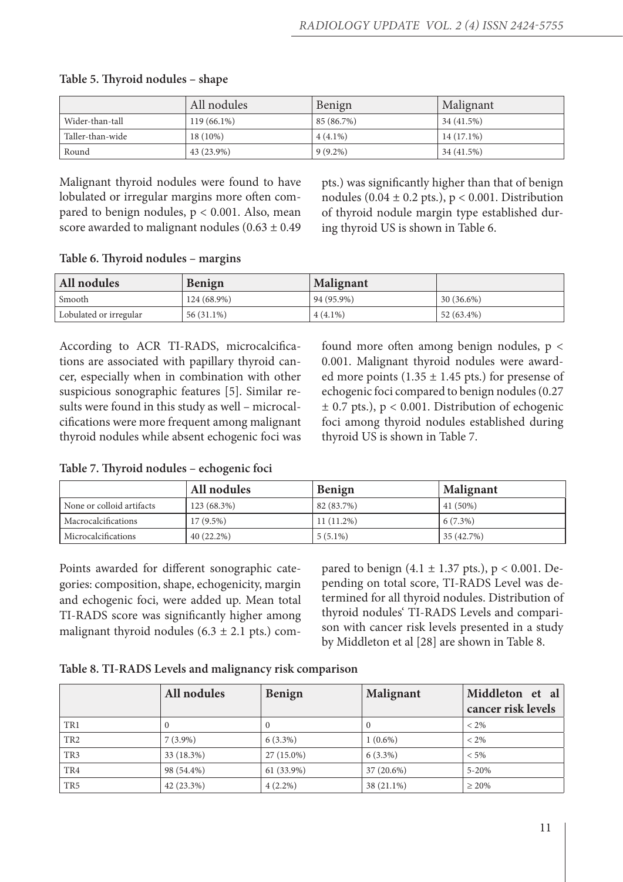**Table 5. Thyroid nodules – shape**

| | All nodules | Benign | Malignant |
|---|---|---|---|
| Wider-than-tall | 119 (66.1%) | 85 (86.7%) | 34 (41.5%) |
| Taller-than-wide | 18 (10%) | 4 (4.1%) | 14 (17.1%) |
| Round | 43 (23.9%) | 9 (9.2%) | 34 (41.5%) |

Malignant thyroid nodules were found to have lobulated or irregular margins more often compared to benign nodules, $p < 0.001$. Also, mean score awarded to malignant nodules ($0.63 \pm 0.49$ pts.) was significantly higher than that of benign nodules ($0.04 \pm 0.2$ pts.), $p < 0.001$. Distribution of thyroid nodule margin type established during thyroid US is shown in Table 6.

**Table 6. Thyroid nodules – margins**

| All nodules | Benign | Malignant | |
|---|---|---|---|
| Smooth | 124 (68.9%) | 94 (95.9%) | 30 (36.6%) |
| Lobulated or irregular | 56 (31.1%) | 4 (4.1%) | 52 (63.4%) |

According to ACR TI-RADS, microcalcifications are associated with papillary thyroid cancer, especially when in combination with other suspicious sonographic features [5]. Similar results were found in this study as well – microcalcifications were more frequent among malignant thyroid nodules while absent echogenic foci was found more often among benign nodules, $p < 0.001$. Malignant thyroid nodules were awarded more points ($1.35 \pm 1.45$ pts.) for presense of echogenic foci compared to benign nodules ($0.27 \pm 0.7$ pts.), $p < 0.001$. Distribution of echogenic foci among thyroid nodules established during thyroid US is shown in Table 7.

**Table 7. Thyroid nodules – echogenic foci**

| | All nodules | Benign | Malignant |
|---|---|---|---|
| None or colloid artifacts | 123 (68.3%) | 82 (83.7%) | 41 (50%) |
| Macrocalcifications | 17 (9.5%) | 11 (11.2%) | 6 (7.3%) |
| Microcalcifications | 40 (22.2%) | 5 (5.1%) | 35 (42.7%) |

Points awarded for different sonographic categories: composition, shape, echogenicity, margin and echogenic foci, were added up. Mean total TI-RADS score was significantly higher among malignant thyroid nodules ($6.3 \pm 2.1$ pts.) compared to benign ($4.1 \pm 1.37$ pts.), $p < 0.001$. Depending on total score, TI-RADS Level was determined for all thyroid nodules. Distribution of thyroid nodules' TI-RADS Levels and comparison with cancer risk levels presented in a study by Middleton et al [28] are shown in Table 8.

**Table 8. TI-RADS Levels and malignancy risk comparison**

| | All nodules | Benign | Malignant | Middleton et al cancer risk levels |
|---|---|---|---|---|
| TR1 | 0 | 0 | 0 | < 2% |
| TR2 | 7 (3.9%) | 6 (3.3%) | 1 (0.6%) | < 2% |
| TR3 | 33 (18.3%) | 27 (15.0%) | 6 (3.3%) | < 5% |
| TR4 | 98 (54.4%) | 61 (33.9%) | 37 (20.6%) | 5-20% |
| TR5 | 42 (23.3%) | 4 (2.2%) | 38 (21.1%) | ≥ 20% |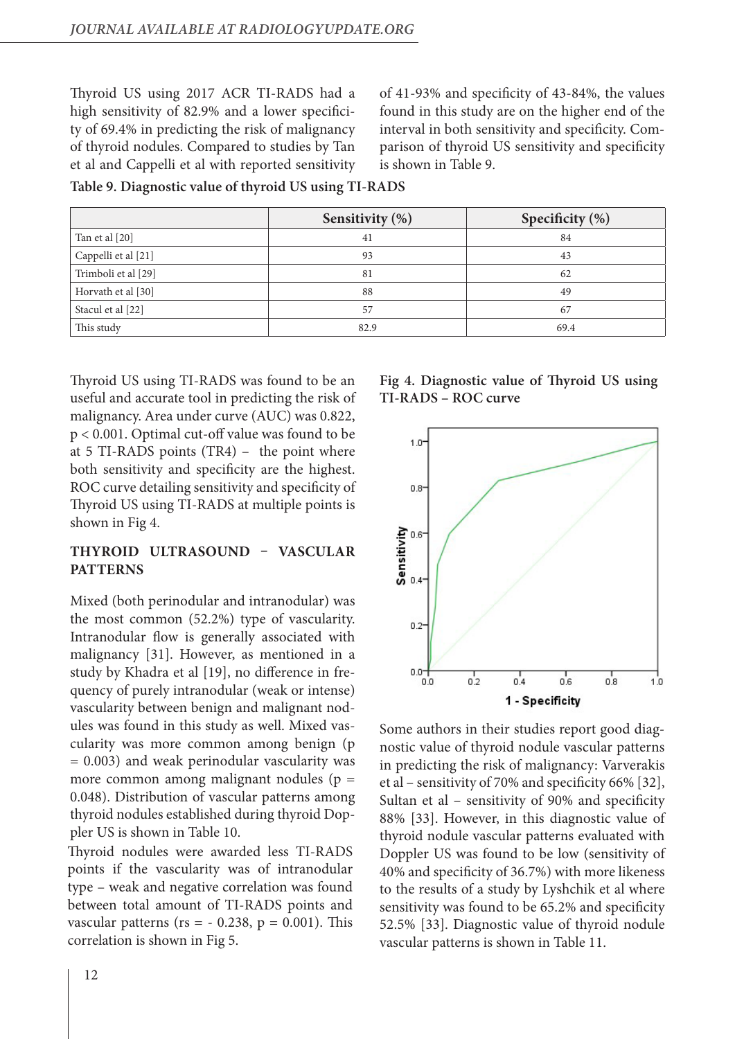Thyroid US using 2017 ACR TI-RADS had a high sensitivity of 82.9% and a lower specificity of 69.4% in predicting the risk of malignancy of thyroid nodules. Compared to studies by Tan et al and Cappelli et al with reported sensitivity of 41-93% and specificity of 43-84%, the values found in this study are on the higher end of the interval in both sensitivity and specificity. Comparison of thyroid US sensitivity and specificity is shown in Table 9.

**Table 9. Diagnostic value of thyroid US using TI-RADS**

| | Sensitivity (%) | Specificity (%) |
|---|---|---|
| Tan et al [20] | 41 | 84 |
| Cappelli et al [21] | 93 | 43 |
| Trimboli et al [29] | 81 | 62 |
| Horvath et al [30] | 88 | 49 |
| Stacul et al [22] | 57 | 67 |
| This study | 82.9 | 69.4 |

Thyroid US using TI-RADS was found to be an useful and accurate tool in predicting the risk of malignancy. Area under curve (AUC) was 0.822, $p < 0.001$. Optimal cut-off value was found to be at 5 TI-RADS points (TR4) – the point where both sensitivity and specificity are the highest. ROC curve detailing sensitivity and specificity of Thyroid US using TI-RADS at multiple points is shown in Fig 4.

**Fig 4. Diagnostic value of Thyroid US using TI-RADS – ROC curve**

## THYROID ULTRASOUND – VASCULAR PATTERNS

Mixed (both perinodular and intranodular) was the most common (52.2%) type of vascularity. Intranodular flow is generally associated with malignancy [31]. However, as mentioned in a study by Khadra et al [19], no difference in frequency of purely intranodular (weak or intense) vascularity between benign and malignant nodules was found in this study as well. Mixed vascularity was more common among benign ($p = 0.003$) and weak perinodular vascularity was more common among malignant nodules ($p = 0.048$). Distribution of vascular patterns among thyroid nodules established during thyroid Doppler US is shown in Table 10.

Thyroid nodules were awarded less TI-RADS points if the vascularity was of intranodular type – weak and negative correlation was found between total amount of TI-RADS points and vascular patterns ($r_s = -0.238$, $p = 0.001$). This correlation is shown in Fig 5.

Some authors in their studies report good diagnostic value of thyroid nodule vascular patterns in predicting the risk of malignancy: Varverakis et al – sensitivity of 70% and specificity 66% [32], Sultan et al – sensitivity of 90% and specificity 88% [33]. However, in this diagnostic value of thyroid nodule vascular patterns evaluated with Doppler US was found to be low (sensitivity of 40% and specificity of 36.7%) with more likeness to the results of a study by Lyshchik et al where sensitivity was found to be 65.2% and specificity 52.5% [33]. Diagnostic value of thyroid nodule vascular patterns is shown in Table 11.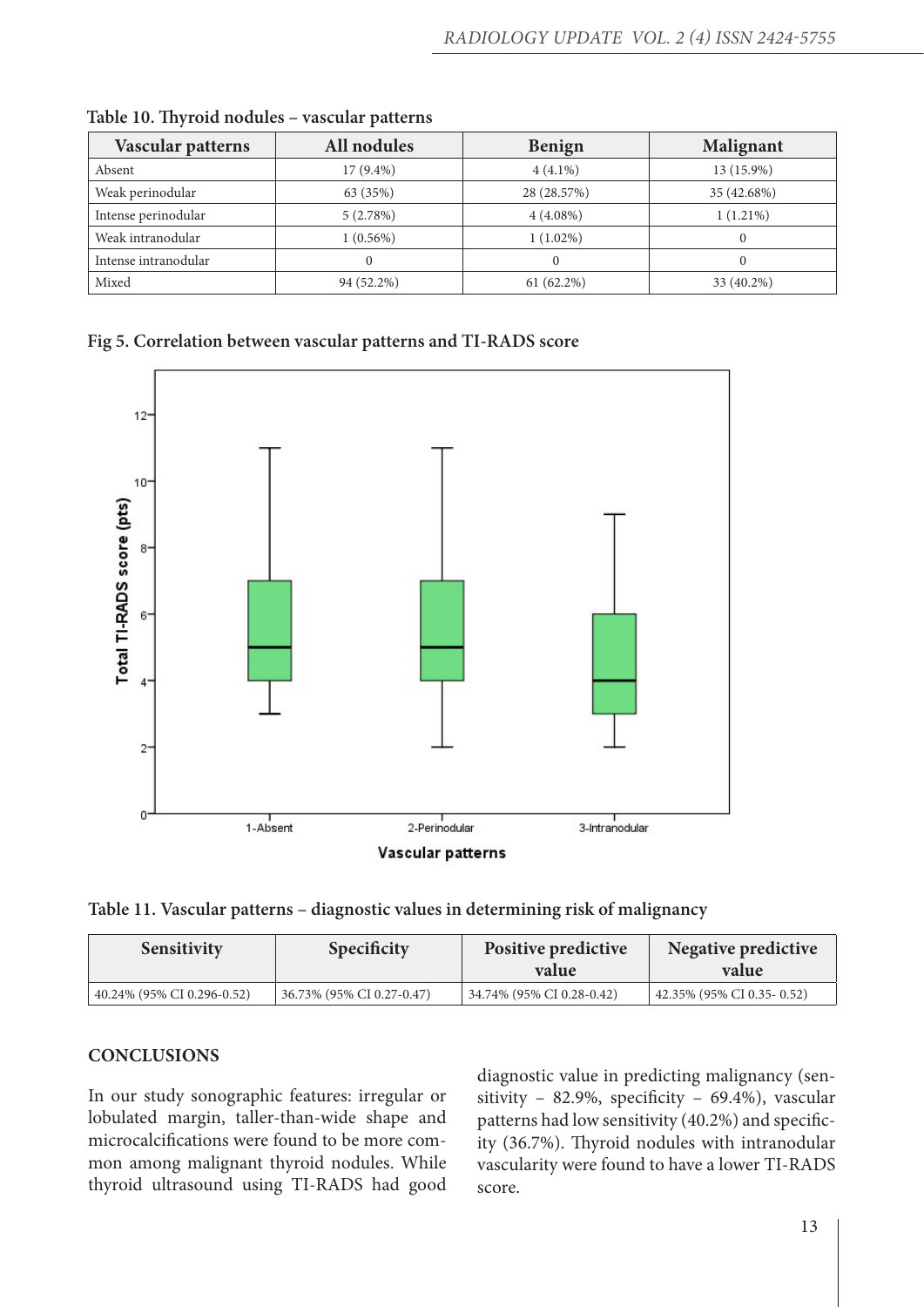**Table 10. Thyroid nodules – vascular patterns**

| Vascular patterns | All nodules | Benign | Malignant |
|---|---|---|---|
| Absent | 17 (9.4%) | 4 (4.1%) | 13 (15.9%) |
| Weak perinodular | 63 (35%) | 28 (28.57%) | 35 (42.68%) |
| Intense perinodular | 5 (2.78%) | 4 (4.08%) | 1 (1.21%) |
| Weak intranodular | 1 (0.56%) | 1 (1.02%) | 0 |
| Intense intranodular | 0 | 0 | 0 |
| Mixed | 94 (52.2%) | 61 (62.2%) | 33 (40.2%) |

**Fig 5. Correlation between vascular patterns and TI-RADS score**

**Table 11. Vascular patterns – diagnostic values in determining risk of malignancy**

| Sensitivity | Specificity | Positive predictive value | Negative predictive value |
|---|---|---|---|
| 40.24% (95% CI 0.296-0.52) | 36.73% (95% CI 0.27-0.47) | 34.74% (95% CI 0.28-0.42) | 42.35% (95% CI 0.35- 0.52) |

## CONCLUSIONS

In our study sonographic features: irregular or lobulated margin, taller-than-wide shape and microcalcifications were found to be more common among malignant thyroid nodules. While thyroid ultrasound using TI-RADS had good diagnostic value in predicting malignancy (sensitivity – 82.9%, specificity – 69.4%), vascular patterns had low sensitivity (40.2%) and specificity (36.7%). Thyroid nodules with intranodular vascularity were found to have a lower TI-RADS score.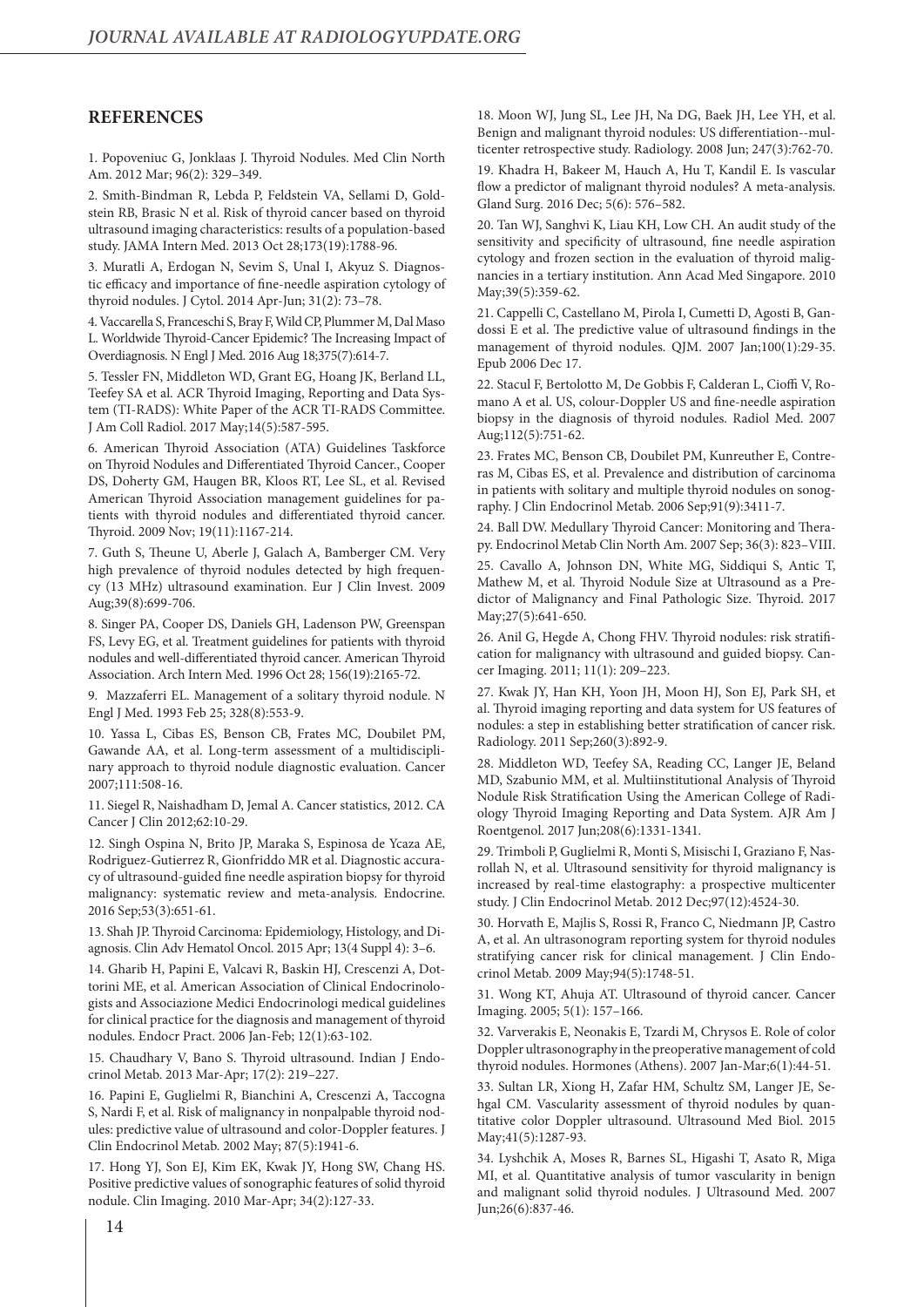## REFERENCES

1. Popoveniuc G, Jonklaas J. Thyroid Nodules. Med Clin North Am. 2012 Mar; 96(2): 329–349.

2. Smith-Bindman R, Lebda P, Feldstein VA, Sellami D, Goldstein RB, Brasic N et al. Risk of thyroid cancer based on thyroid ultrasound imaging characteristics: results of a population-based study. JAMA Intern Med. 2013 Oct 28;173(19):1788-96.

3. Muratli A, Erdogan N, Sevim S, Unal I, Akyuz S. Diagnostic efficacy and importance of fine-needle aspiration cytology of thyroid nodules. J Cytol. 2014 Apr-Jun; 31(2): 73–78.

4. Vaccarella S, Franceschi S, Bray F, Wild CP, Plummer M, Dal Maso L. Worldwide Thyroid-Cancer Epidemic? The Increasing Impact of Overdiagnosis. N Engl J Med. 2016 Aug 18;375(7):614-7.

5. Tessler FN, Middleton WD, Grant EG, Hoang JK, Berland LL, Teefey SA et al. ACR Thyroid Imaging, Reporting and Data System (TI-RADS): White Paper of the ACR TI-RADS Committee. J Am Coll Radiol. 2017 May;14(5):587-595.

6. American Thyroid Association (ATA) Guidelines Taskforce on Thyroid Nodules and Differentiated Thyroid Cancer., Cooper DS, Doherty GM, Haugen BR, Kloos RT, Lee SL, et al. Revised American Thyroid Association management guidelines for patients with thyroid nodules and differentiated thyroid cancer. Thyroid. 2009 Nov; 19(11):1167-214.

7. Guth S, Theune U, Aberle J, Galach A, Bamberger CM. Very high prevalence of thyroid nodules detected by high frequency (13 MHz) ultrasound examination. Eur J Clin Invest. 2009 Aug;39(8):699-706.

8. Singer PA, Cooper DS, Daniels GH, Ladenson PW, Greenspan FS, Levy EG, et al. Treatment guidelines for patients with thyroid nodules and well-differentiated thyroid cancer. American Thyroid Association. Arch Intern Med. 1996 Oct 28; 156(19):2165-72.

9. Mazzaferri EL. Management of a solitary thyroid nodule. N Engl J Med. 1993 Feb 25; 328(8):553-9.

10. Yassa L, Cibas ES, Benson CB, Frates MC, Doubilet PM, Gawande AA, et al. Long-term assessment of a multidisciplinary approach to thyroid nodule diagnostic evaluation. Cancer 2007;111:508-16.

11. Siegel R, Naishadham D, Jemal A. Cancer statistics, 2012. CA Cancer J Clin 2012;62:10-29.

12. Singh Ospina N, Brito JP, Maraka S, Espinosa de Ycaza AE, Rodriguez-Gutierrez R, Gionfriddo MR et al. Diagnostic accuracy of ultrasound-guided fine needle aspiration biopsy for thyroid malignancy: systematic review and meta-analysis. Endocrine. 2016 Sep;53(3):651-61.

13. Shah JP. Thyroid Carcinoma: Epidemiology, Histology, and Diagnosis. Clin Adv Hematol Oncol. 2015 Apr; 13(4 Suppl 4): 3–6.

14. Gharib H, Papini E, Valcavi R, Baskin HJ, Crescenzi A, Dottorini ME, et al. American Association of Clinical Endocrinologists and Associazione Medici Endocrinologi medical guidelines for clinical practice for the diagnosis and management of thyroid nodules. Endocr Pract. 2006 Jan-Feb; 12(1):63-102.

15. Chaudhary V, Bano S. Thyroid ultrasound. Indian J Endocrinol Metab. 2013 Mar-Apr; 17(2): 219–227.

16. Papini E, Guglielmi R, Bianchini A, Crescenzi A, Taccogna S, Nardi F, et al. Risk of malignancy in nonpalpable thyroid nodules: predictive value of ultrasound and color-Doppler features. J Clin Endocrinol Metab. 2002 May; 87(5):1941-6.

17. Hong YJ, Son EJ, Kim EK, Kwak JY, Hong SW, Chang HS. Positive predictive values of sonographic features of solid thyroid nodule. Clin Imaging. 2010 Mar-Apr; 34(2):127-33.

18. Moon WJ, Jung SL, Lee JH, Na DG, Baek JH, Lee YH, et al. Benign and malignant thyroid nodules: US differentiation--multicenter retrospective study. Radiology. 2008 Jun; 247(3):762-70.

19. Khadra H, Bakeer M, Hauch A, Hu T, Kandil E. Is vascular flow a predictor of malignant thyroid nodules? A meta-analysis. Gland Surg. 2016 Dec; 5(6): 576–582.

20. Tan WJ, Sanghvi K, Liau KH, Low CH. An audit study of the sensitivity and specificity of ultrasound, fine needle aspiration cytology and frozen section in the evaluation of thyroid malignancies in a tertiary institution. Ann Acad Med Singapore. 2010 May;39(5):359-62.

21. Cappelli C, Castellano M, Pirola I, Cumetti D, Agosti B, Gandossi E et al. The predictive value of ultrasound findings in the management of thyroid nodules. QJM. 2007 Jan;100(1):29-35. Epub 2006 Dec 17.

22. Stacul F, Bertolotto M, De Gobbis F, Calderan L, Cioffi V, Romano A et al. US, colour-Doppler US and fine-needle aspiration biopsy in the diagnosis of thyroid nodules. Radiol Med. 2007 Aug;112(5):751-62.

23. Frates MC, Benson CB, Doubilet PM, Kunreuther E, Contreras M, Cibas ES, et al. Prevalence and distribution of carcinoma in patients with solitary and multiple thyroid nodules on sonography. J Clin Endocrinol Metab. 2006 Sep;91(9):3411-7.

24. Ball DW. Medullary Thyroid Cancer: Monitoring and Therapy. Endocrinol Metab Clin North Am. 2007 Sep; 36(3): 823–VIII.

25. Cavallo A, Johnson DN, White MG, Siddiqui S, Antic T, Mathew M, et al. Thyroid Nodule Size at Ultrasound as a Predictor of Malignancy and Final Pathologic Size. Thyroid. 2017 May;27(5):641-650.

26. Anil G, Hegde A, Chong FHV. Thyroid nodules: risk stratification for malignancy with ultrasound and guided biopsy. Cancer Imaging. 2011; 11(1): 209–223.

27. Kwak JY, Han KH, Yoon JH, Moon HJ, Son EJ, Park SH, et al. Thyroid imaging reporting and data system for US features of nodules: a step in establishing better stratification of cancer risk. Radiology. 2011 Sep;260(3):892-9.

28. Middleton WD, Teefey SA, Reading CC, Langer JE, Beland MD, Szabunio MM, et al. Multiinstitutional Analysis of Thyroid Nodule Risk Stratification Using the American College of Radiology Thyroid Imaging Reporting and Data System. AJR Am J Roentgenol. 2017 Jun;208(6):1331-1341.

29. Trimboli P, Guglielmi R, Monti S, Misischi I, Graziano F, Nasrollah N, et al. Ultrasound sensitivity for thyroid malignancy is increased by real-time elastography: a prospective multicenter study. J Clin Endocrinol Metab. 2012 Dec;97(12):4524-30.

30. Horvath E, Majlis S, Rossi R, Franco C, Niedmann JP, Castro A, et al. An ultrasonogram reporting system for thyroid nodules stratifying cancer risk for clinical management. J Clin Endocrinol Metab. 2009 May;94(5):1748-51.

31. Wong KT, Ahuja AT. Ultrasound of thyroid cancer. Cancer Imaging. 2005; 5(1): 157–166.

32. Varverakis E, Neonakis E, Tzardi M, Chrysos E. Role of color Doppler ultrasonography in the preoperative management of cold thyroid nodules. Hormones (Athens). 2007 Jan-Mar;6(1):44-51.

33. Sultan LR, Xiong H, Zafar HM, Schultz SM, Langer JE, Sehgal CM. Vascularity assessment of thyroid nodules by quantitative color Doppler ultrasound. Ultrasound Med Biol. 2015 May;41(5):1287-93.

34. Lyshchik A, Moses R, Barnes SL, Higashi T, Asato R, Miga MI, et al. Quantitative analysis of tumor vascularity in benign and malignant solid thyroid nodules. J Ultrasound Med. 2007 Jun;26(6):837-46.